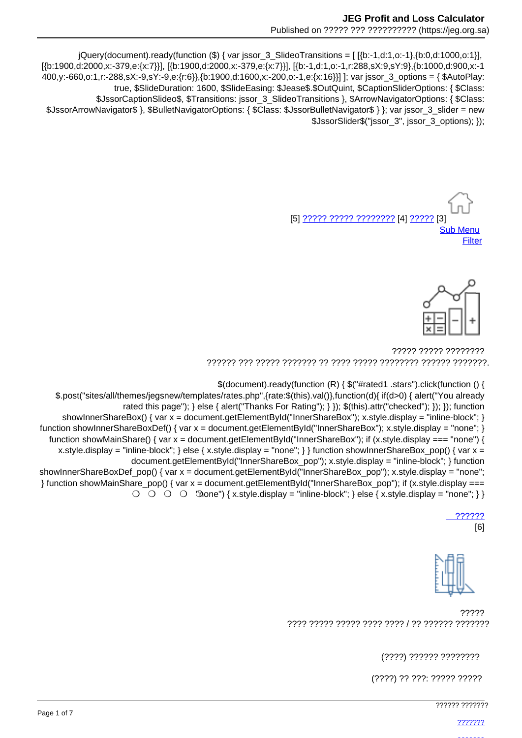```
jQuery(document).ready(function ($) { var jssor_3_SlideoTransitions = [ [{b:-1,d:1,o:-1},{b:0,d:1000,o:1}], [{b:1900,d:2000,x:-379,e:{x:7}}], [{b:1900,d:2000,x:-379,e:{x:7}}], [{b:-1,d:1,o:-1,r:288,sX:9,sY:9},{b:1000,d:900,x:-1400,y:-660,o:1,r:-288,sX:-9,sY:-9,e:{r:6}},{b:1900,d:1600,x:-200,o:-1,e:{x:16}}] ]; var jssor_3_options = { $AutoPlay: true, $SlideDuration: 1600, $SlideEasing: $Jease$.$OutQuint, $CaptionSliderOptions: { $Class: $JssorCaptionSlideo$, $Transitions: jssor_3_SlideoTransitions }, $ArrowNavigatorOptions: { $Class: $JssorArrowNavigator$ }, $BulletNavigatorOptions: { $Class: $JssorBulletNavigator$ } }; var jssor_3_slider = new $JssorSlider$("jssor_3", jssor_3_options); });
```

[5] ????? ????? ???????? [4] ????? [3]

Sub Menu

Filter

????? ????? ????????

?????? ??? ????? ??????? ?? ???? ????? ???????? ?????? ???????.

```
$(document).ready(function (R) { $("#rated1 .stars").click(function () { $.post("sites/all/themes/jegsnew/templates/rates.php",{rate:$(this).val()},function(d){ if(d>0) { alert("You already rated this page"); } else { alert("Thanks For Rating"); } }); $(this).attr("checked"); }); }); function showInnerShareBox() { var x = document.getElementById("InnerShareBox"); x.style.display = "inline-block"; } function showInnerShareBoxDef() { var x = document.getElementById("InnerShareBox"); x.style.display = "none"; } function showMainShare() { var x = document.getElementById("InnerShareBox"); if (x.style.display === "none") { x.style.display = "inline-block"; } else { x.style.display = "none"; } } function showInnerShareBox_pop() { var x = document.getElementById("InnerShareBox_pop"); x.style.display = "inline-block"; } function showInnerShareBoxDef_pop() { var x = document.getElementById("InnerShareBox_pop"); x.style.display = "none"; } function showMainShare_pop() { var x = document.getElementById("InnerShareBox_pop"); if (x.style.display === "none") { x.style.display = "inline-block"; } else { x.style.display = "none"; } }
```

○ ○ ○ ○ ○

??????
[6]

?????

???? ????? ????? ???? ???? / ?? ?????? ???????

(????) ?????? ????????

(????) ?? ???: ????? ?????

?????? ???????

???????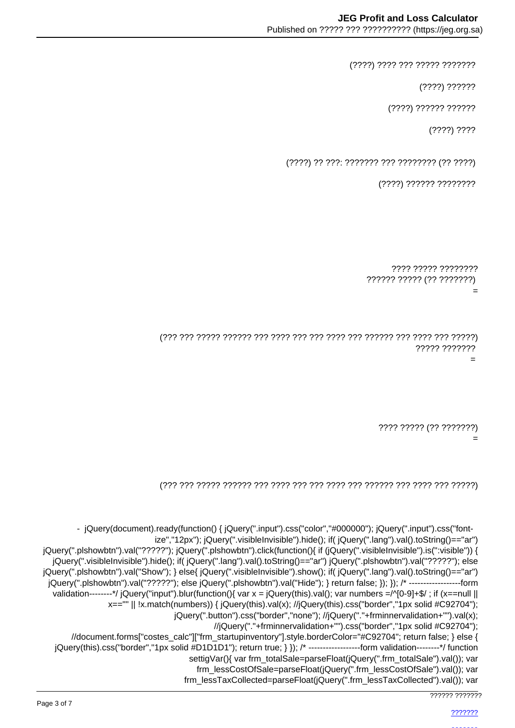(????) ???? ??? ????? ???????

(????) ??????

(????) ?????? ??????

(????) ????

(????) ?? ???: ??????? ??? ???????? (?? ????)

(????) ?????? ????????

???? ????? ????????
?????? ????? (?? ???????)
=

(??? ??? ????? ?????? ??? ???? ??? ??? ???? ??? ?????? ??? ???? ??? ?????)
????? ???????
=

???? ????? (?? ???????)
=

(??? ??? ????? ?????? ??? ???? ??? ??? ???? ??? ?????? ??? ???? ??? ?????)

```
- jQuery(document).ready(function() { jQuery(".input").css("color","#000000"); jQuery(".input").css("font-ize","12px"); jQuery(".visibleInvisible").hide(); if( jQuery(".lang").val().toString()=="ar") jQuery(".plshowbtn").val("?????"); jQuery(".plshowbtn").click(function(){ if (jQuery(".visibleInvisible").is(":visible")) { jQuery(".visibleInvisible").hide(); if( jQuery(".lang").val().toString()=="ar") jQuery(".plshowbtn").val("?????"); else jQuery(".plshowbtn").val("Show"); } else{ jQuery(".visibleInvisible").show(); if( jQuery(".lang").val().toString()=="ar") jQuery(".plshowbtn").val("?????"); else jQuery(".plshowbtn").val("Hide"); } return false; }); }); /* ------------------form validation--------*/ jQuery("input").blur(function(){ var x = jQuery(this).val(); var numbers =/^[0-9]+$/ ; if (x==null || x=="" || !x.match(numbers)) { jQuery(this).val(x); //jQuery(this).css("border","1px solid #C92704"); jQuery(".button").css("border","none"); //jQuery("."+frminnervalidation+"").val(x); //jQuery("."+frminnervalidation+"").css("border","1px solid #C92704"); //document.forms["costes_calc"]["frm_startupinventory"].style.borderColor="#C92704"; return false; } else { jQuery(this).css("border","1px solid #D1D1D1"); return true; } }); /* ------------------form validation--------*/ function settigVar(){ var frm_totalSale=parseFloat(jQuery(".frm_totalSale").val()); var frm_lessCostOfSale=parseFloat(jQuery(".frm_lessCostOfSale").val()); var frm_lessTaxCollected=parseFloat(jQuery(".frm_lessTaxCollected").val()); var
```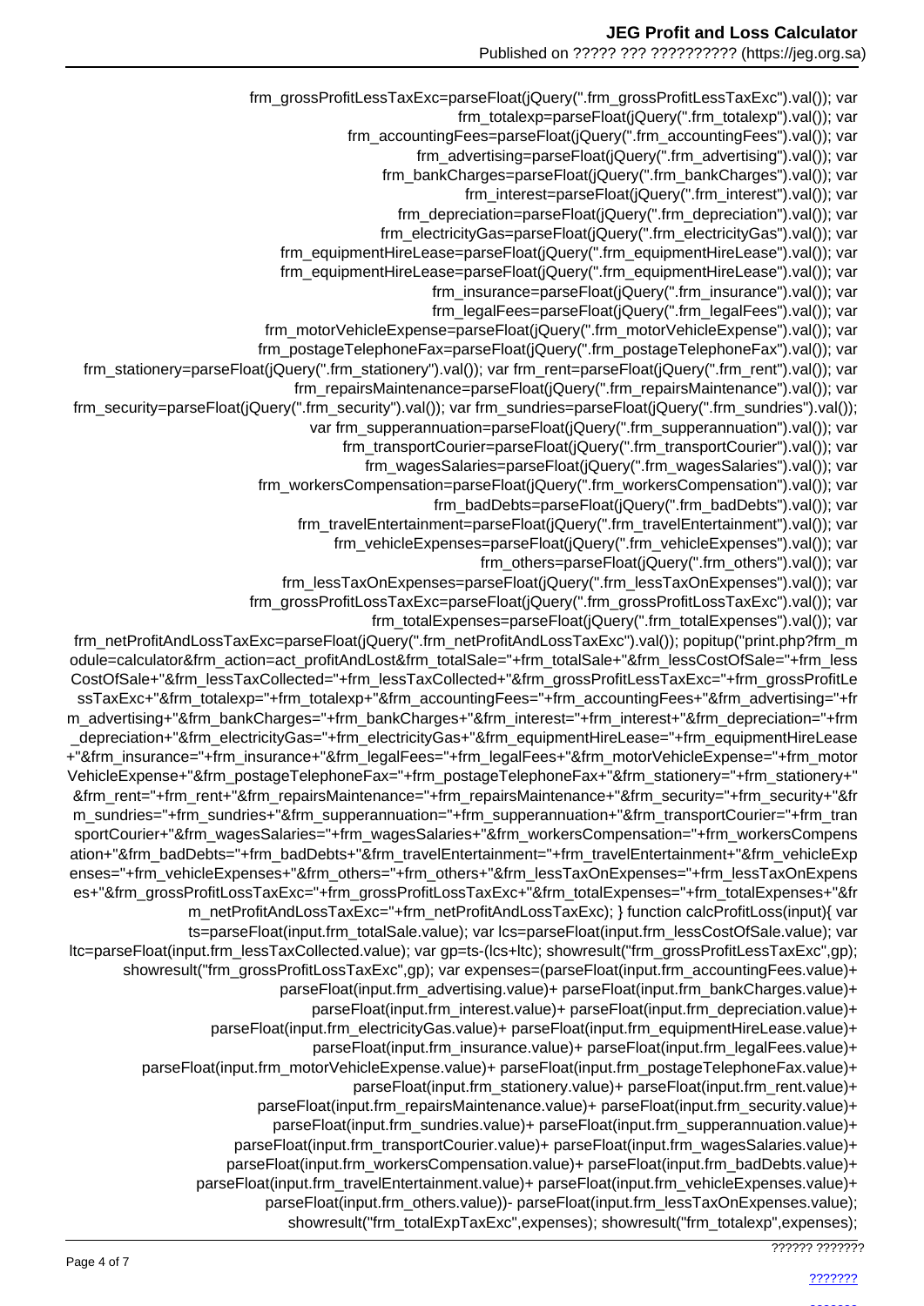```
frm_grossProfitLessTaxExc=parseFloat(jQuery(".frm_grossProfitLessTaxExc").val()); var
frm_totalexp=parseFloat(jQuery(".frm_totalexp").val()); var
frm_accountingFees=parseFloat(jQuery(".frm_accountingFees").val()); var
frm_advertising=parseFloat(jQuery(".frm_advertising").val()); var
frm_bankCharges=parseFloat(jQuery(".frm_bankCharges").val()); var
frm_interest=parseFloat(jQuery(".frm_interest").val()); var
frm_depreciation=parseFloat(jQuery(".frm_depreciation").val()); var
frm_electricityGas=parseFloat(jQuery(".frm_electricityGas").val()); var
frm_equipmentHireLease=parseFloat(jQuery(".frm_equipmentHireLease").val()); var
frm_equipmentHireLease=parseFloat(jQuery(".frm_equipmentHireLease").val()); var
frm_insurance=parseFloat(jQuery(".frm_insurance").val()); var
frm_legalFees=parseFloat(jQuery(".frm_legalFees").val()); var
frm_motorVehicleExpense=parseFloat(jQuery(".frm_motorVehicleExpense").val()); var
frm_postageTelephoneFax=parseFloat(jQuery(".frm_postageTelephoneFax").val()); var
frm_stationery=parseFloat(jQuery(".frm_stationery").val()); var frm_rent=parseFloat(jQuery(".frm_rent").val()); var
frm_repairsMaintenance=parseFloat(jQuery(".frm_repairsMaintenance").val()); var
frm_security=parseFloat(jQuery(".frm_security").val()); var frm_sundries=parseFloat(jQuery(".frm_sundries").val());
var frm_supperannuation=parseFloat(jQuery(".frm_supperannuation").val()); var
frm_transportCourier=parseFloat(jQuery(".frm_transportCourier").val()); var
frm_wagesSalaries=parseFloat(jQuery(".frm_wagesSalaries").val()); var
frm_workersCompensation=parseFloat(jQuery(".frm_workersCompensation").val()); var
frm_badDebts=parseFloat(jQuery(".frm_badDebts").val()); var
frm_travelEntertainment=parseFloat(jQuery(".frm_travelEntertainment").val()); var
frm_vehicleExpenses=parseFloat(jQuery(".frm_vehicleExpenses").val()); var
frm_others=parseFloat(jQuery(".frm_others").val()); var
frm_lessTaxOnExpenses=parseFloat(jQuery(".frm_lessTaxOnExpenses").val()); var
frm_grossProfitLossTaxExc=parseFloat(jQuery(".frm_grossProfitLossTaxExc").val()); var
frm_totalExpenses=parseFloat(jQuery(".frm_totalExpenses").val()); var
frm_netProfitAndLossTaxExc=parseFloat(jQuery(".frm_netProfitAndLossTaxExc").val()); popitup("print.php?frm_module=calculator&frm_action=act_profitAndLost&frm_totalSale="+frm_totalSale+"&frm_lessCostOfSale="+frm_lessCostOfSale+"&frm_lessTaxCollected="+frm_lessTaxCollected+"&frm_grossProfitLessTaxExc="+frm_grossProfitLessTaxExc+"&frm_totalexp="+frm_totalexp+"&frm_accountingFees="+frm_accountingFees+"&frm_advertising="+frm_advertising+"&frm_bankCharges="+frm_bankCharges+"&frm_interest="+frm_interest+"&frm_depreciation="+frm_depreciation+"&frm_electricityGas="+frm_electricityGas+"&frm_equipmentHireLease="+frm_equipmentHireLease+"&frm_insurance="+frm_insurance+"&frm_legalFees="+frm_legalFees+"&frm_motorVehicleExpense="+frm_motorVehicleExpense+"&frm_postageTelephoneFax="+frm_postageTelephoneFax+"&frm_stationery="+frm_stationery+"&frm_rent="+frm_rent+"&frm_repairsMaintenance="+frm_repairsMaintenance+"&frm_security="+frm_security+"&frm_sundries="+frm_sundries+"&frm_supperannuation="+frm_supperannuation+"&frm_transportCourier="+frm_transportCourier+"&frm_wagesSalaries="+frm_wagesSalaries+"&frm_workersCompensation="+frm_workersCompensation+"&frm_badDebts="+frm_badDebts+"&frm_travelEntertainment="+frm_travelEntertainment+"&frm_vehicleExpenses="+frm_vehicleExpenses+"&frm_others="+frm_others+"&frm_lessTaxOnExpenses="+frm_lessTaxOnExpenses+"&frm_grossProfitLossTaxExc="+frm_grossProfitLossTaxExc+"&frm_totalExpenses="+frm_totalExpenses+"&frm_netProfitAndLossTaxExc="+frm_netProfitAndLossTaxExc); } function calcProfitLoss(input){ var
ts=parseFloat(input.frm_totalSale.value); var lcs=parseFloat(input.frm_lessCostOfSale.value); var
ltc=parseFloat(input.frm_lessTaxCollected.value); var gp=ts-(lcs+ltc); showresult("frm_grossProfitLessTaxExc",gp);
showresult("frm_grossProfitLossTaxExc",gp); var expenses=(parseFloat(input.frm_accountingFees.value)+
parseFloat(input.frm_advertising.value)+ parseFloat(input.frm_bankCharges.value)+
parseFloat(input.frm_interest.value)+ parseFloat(input.frm_depreciation.value)+
parseFloat(input.frm_electricityGas.value)+ parseFloat(input.frm_equipmentHireLease.value)+
parseFloat(input.frm_insurance.value)+ parseFloat(input.frm_legalFees.value)+
parseFloat(input.frm_motorVehicleExpense.value)+ parseFloat(input.frm_postageTelephoneFax.value)+
parseFloat(input.frm_stationery.value)+ parseFloat(input.frm_rent.value)+
parseFloat(input.frm_repairsMaintenance.value)+ parseFloat(input.frm_security.value)+
parseFloat(input.frm_sundries.value)+ parseFloat(input.frm_supperannuation.value)+
parseFloat(input.frm_transportCourier.value)+ parseFloat(input.frm_wagesSalaries.value)+
parseFloat(input.frm_workersCompensation.value)+ parseFloat(input.frm_badDebts.value)+
parseFloat(input.frm_travelEntertainment.value)+ parseFloat(input.frm_vehicleExpenses.value)+
parseFloat(input.frm_others.value))- parseFloat(input.frm_lessTaxOnExpenses.value);
showresult("frm_totalExpTaxExc",expenses); showresult("frm_totalexp",expenses);
```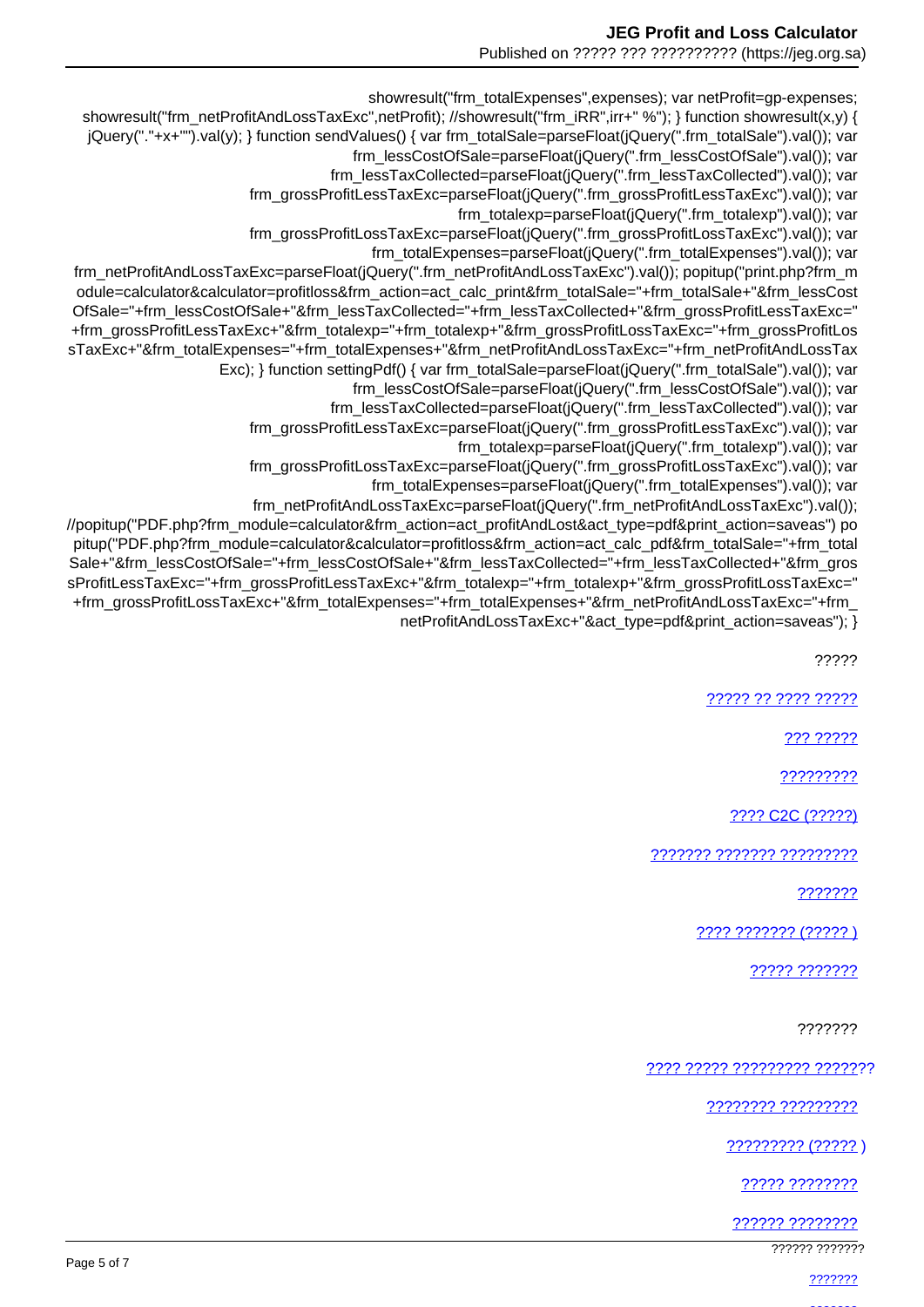showresult("frm_totalExpenses",expenses); var netProfit=gp-expenses; showresult("frm_netProfitAndLossTaxExc",netProfit); //showresult("frm_iRR",irr+" %"); } function showresult(x,y) { jQuery("."+x+"").val(y); } function sendValues() { var frm_totalSale=parseFloat(jQuery(".frm_totalSale").val()); var frm_lessCostOfSale=parseFloat(jQuery(".frm_lessCostOfSale").val()); var frm_lessTaxCollected=parseFloat(jQuery(".frm_lessTaxCollected").val()); var frm_grossProfitLessTaxExc=parseFloat(jQuery(".frm_grossProfitLessTaxExc").val()); var frm_totalexp=parseFloat(jQuery(".frm_totalexp").val()); var frm_grossProfitLossTaxExc=parseFloat(jQuery(".frm_grossProfitLossTaxExc").val()); var frm_totalExpenses=parseFloat(jQuery(".frm_totalExpenses").val()); var frm_netProfitAndLossTaxExc=parseFloat(jQuery(".frm_netProfitAndLossTaxExc").val()); popitup("print.php?frm_module=calculator&calculator=profitloss&frm_action=act_calc_print&frm_totalSale="+frm_totalSale+"&frm_lessCostOfSale="+frm_lessCostOfSale+"&frm_lessTaxCollected="+frm_lessTaxCollected+"&frm_grossProfitLessTaxExc="+frm_grossProfitLessTaxExc+"&frm_totalexp="+frm_totalexp+"&frm_grossProfitLossTaxExc="+frm_grossProfitLossTaxExc+"&frm_totalExpenses="+frm_totalExpenses+"&frm_netProfitAndLossTaxExc="+frm_netProfitAndLossTaxExc); } function settingPdf() { var frm_totalSale=parseFloat(jQuery(".frm_totalSale").val()); var frm_lessCostOfSale=parseFloat(jQuery(".frm_lessCostOfSale").val()); var frm_lessTaxCollected=parseFloat(jQuery(".frm_lessTaxCollected").val()); var frm_grossProfitLessTaxExc=parseFloat(jQuery(".frm_grossProfitLessTaxExc").val()); var frm_totalexp=parseFloat(jQuery(".frm_totalexp").val()); var frm_grossProfitLossTaxExc=parseFloat(jQuery(".frm_grossProfitLossTaxExc").val()); var frm_totalExpenses=parseFloat(jQuery(".frm_totalExpenses").val()); var frm_netProfitAndLossTaxExc=parseFloat(jQuery(".frm_netProfitAndLossTaxExc").val()); //popitup("PDF.php?frm_module=calculator&frm_action=act_profitAndLost&act_type=pdf&print_action=saveas") popitup("PDF.php?frm_module=calculator&calculator=profitloss&frm_action=act_calc_pdf&frm_totalSale="+frm_totalSale+"&frm_lessCostOfSale="+frm_lessCostOfSale+"&frm_lessTaxCollected="+frm_lessTaxCollected+"&frm_grossProfitLessTaxExc="+frm_grossProfitLessTaxExc+"&frm_totalexp="+frm_totalexp+"&frm_grossProfitLossTaxExc="+frm_grossProfitLossTaxExc+"&frm_totalExpenses="+frm_totalExpenses+"&frm_netProfitAndLossTaxExc="+frm_netProfitAndLossTaxExc+"&act_type=pdf&print_action=saveas"); }

?????

- ????? ?? ???? ?????
- ??? ?????
- ?????????
- ???? C2C (?????)
- ??????? ??????? ?????????
- ???????
- ???? ??????? (????? )
- ????? ???????

???????

- ???? ????? ????????? ???????
- ???????? ?????????
- ????????? (????? )
- ????? ????????
- ?????? ????????
- ?????? ???????
- ???????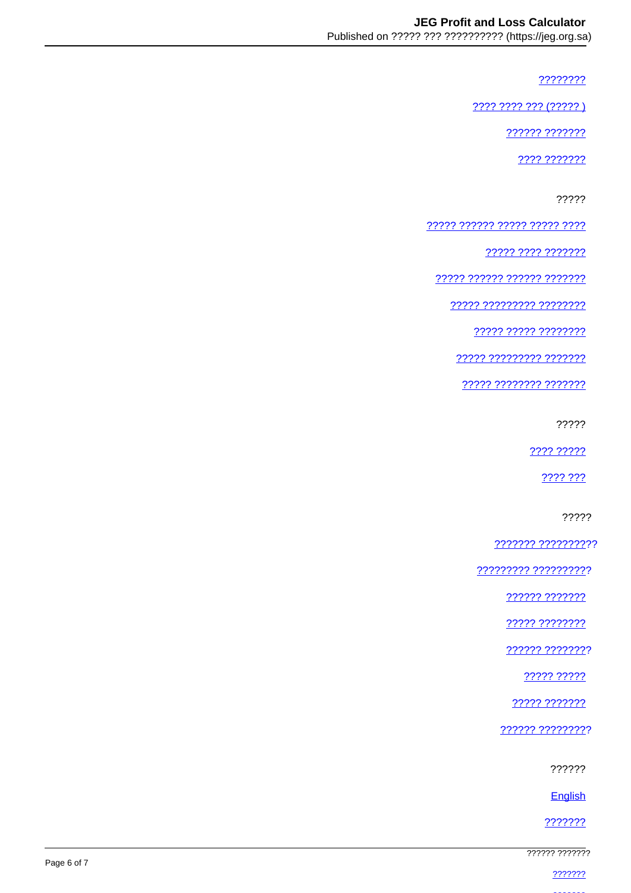????????

???? ???? ??? (????? )

?????? ???????

???? ???????

?????

????? ?????? ????? ????? ????

????? ???? ???????

????? ?????? ?????? ???????

????? ????????? ????????

????? ????? ????????

????? ????????? ???????

????? ???????? ???????

?????

???? ?????

???? ???

?????

??????? ??????????

????????? ??????????

?????? ???????

????? ????????

?????? ????????

????? ?????

????? ???????

?????? ?????????

??????

English

???????

?????? ???????

???????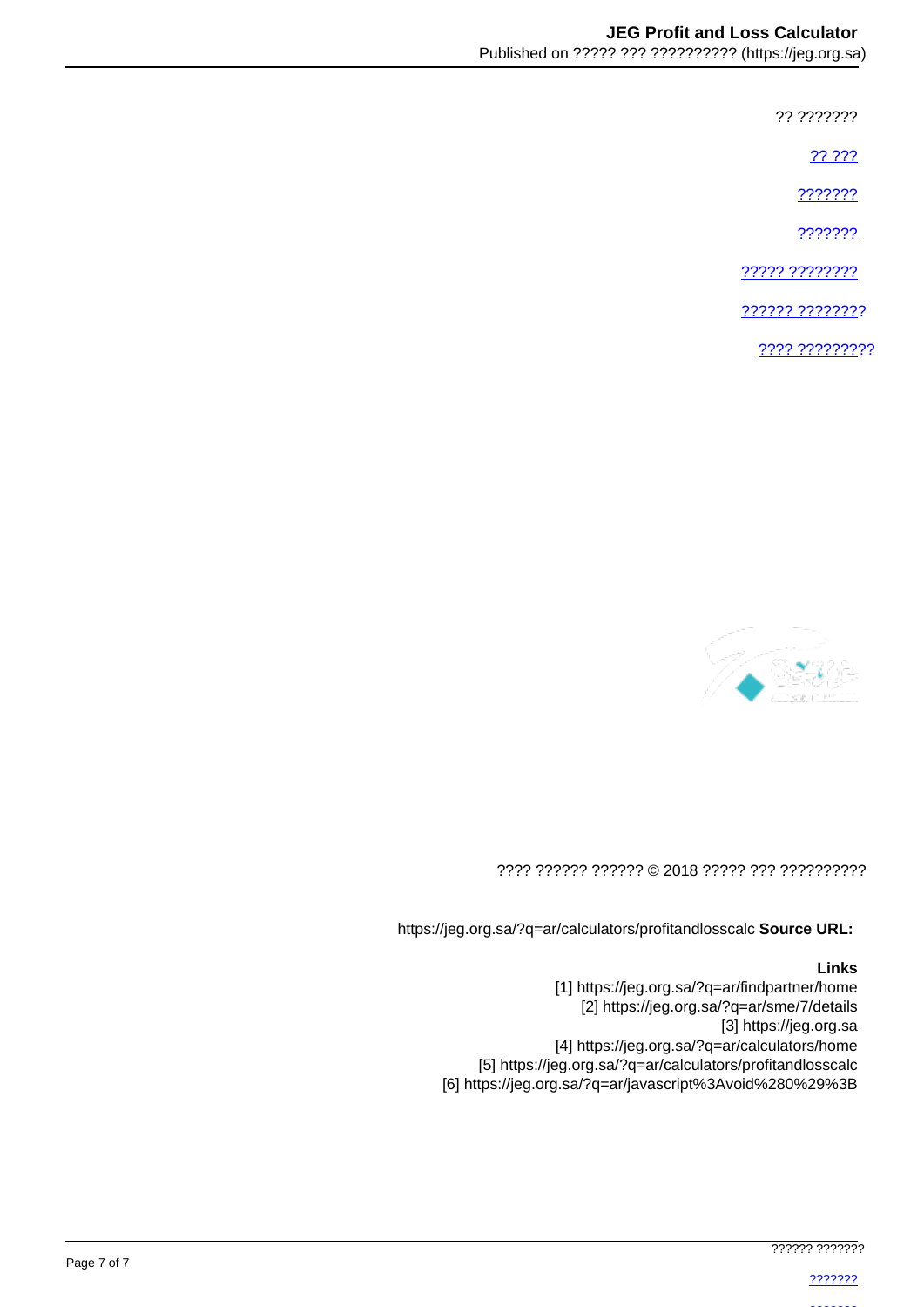?? ???????

[?? ???](https://jeg.org.sa/?q=ar/findpartner/home)

???????

???????

????? ????????

?????? ????????

???? ?????????

???? ?????? ?????? © 2018 ????? ??? ??????????

https://jeg.org.sa/?q=ar/calculators/profitandlosscalc **Source URL:**

**Links**

[1] https://jeg.org.sa/?q=ar/findpartner/home
[2] https://jeg.org.sa/?q=ar/sme/7/details
[3] https://jeg.org.sa
[4] https://jeg.org.sa/?q=ar/calculators/home
[5] https://jeg.org.sa/?q=ar/calculators/profitandlosscalc
[6] https://jeg.org.sa/?q=ar/javascript%3Avoid%280%29%3B

?????? ???????

???????